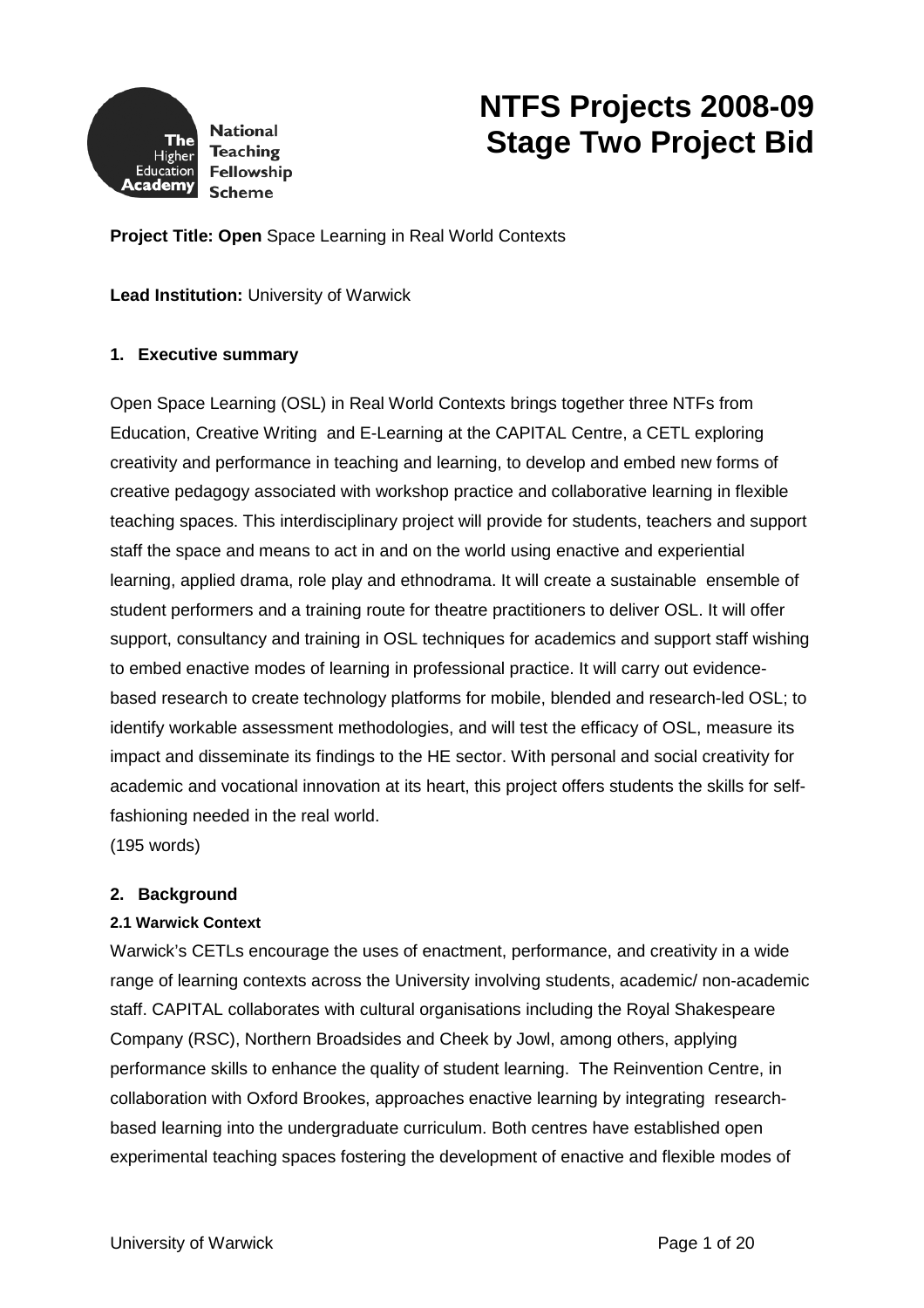The Higher Education Academy National Teaching Fellowship Scheme

# NTFS Projects 2008-09 Stage Two Project Bid

**Project Title: Open** Space Learning in Real World Contexts

**Lead Institution:** University of Warwick

## 1. Executive summary

Open Space Learning (OSL) in Real World Contexts brings together three NTFs from Education, Creative Writing and E-Learning at the CAPITAL Centre, a CETL exploring creativity and performance in teaching and learning, to develop and embed new forms of creative pedagogy associated with workshop practice and collaborative learning in flexible teaching spaces. This interdisciplinary project will provide for students, teachers and support staff the space and means to act in and on the world using enactive and experiential learning, applied drama, role play and ethnodrama. It will create a sustainable ensemble of student performers and a training route for theatre practitioners to deliver OSL. It will offer support, consultancy and training in OSL techniques for academics and support staff wishing to embed enactive modes of learning in professional practice. It will carry out evidence-based research to create technology platforms for mobile, blended and research-led OSL; to identify workable assessment methodologies, and will test the efficacy of OSL, measure its impact and disseminate its findings to the HE sector. With personal and social creativity for academic and vocational innovation at its heart, this project offers students the skills for self-fashioning needed in the real world.

(195 words)

## 2. Background

### 2.1 Warwick Context

Warwick's CETLs encourage the uses of enactment, performance, and creativity in a wide range of learning contexts across the University involving students, academic/ non-academic staff. CAPITAL collaborates with cultural organisations including the Royal Shakespeare Company (RSC), Northern Broadsides and Cheek by Jowl, among others, applying performance skills to enhance the quality of student learning. The Reinvention Centre, in collaboration with Oxford Brookes, approaches enactive learning by integrating research-based learning into the undergraduate curriculum. Both centres have established open experimental teaching spaces fostering the development of enactive and flexible modes of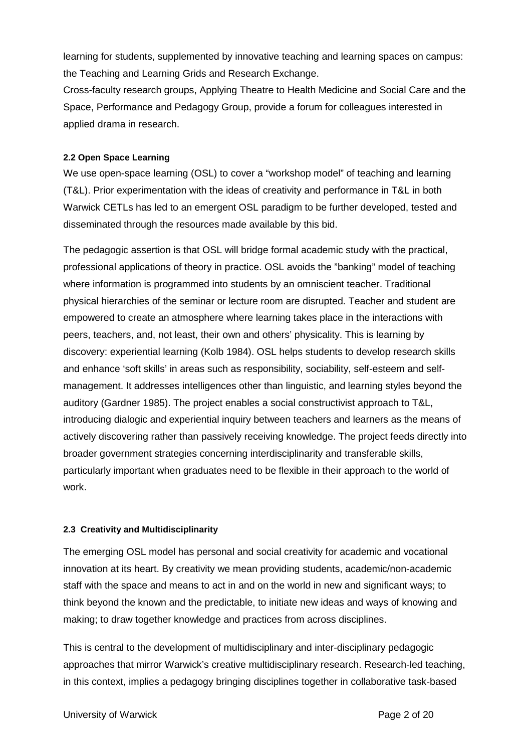learning for students, supplemented by innovative teaching and learning spaces on campus: the Teaching and Learning Grids and Research Exchange.

Cross-faculty research groups, Applying Theatre to Health Medicine and Social Care and the Space, Performance and Pedagogy Group, provide a forum for colleagues interested in applied drama in research.

#### 2.2 Open Space Learning

We use open-space learning (OSL) to cover a "workshop model" of teaching and learning (T&L). Prior experimentation with the ideas of creativity and performance in T&L in both Warwick CETLs has led to an emergent OSL paradigm to be further developed, tested and disseminated through the resources made available by this bid.

The pedagogic assertion is that OSL will bridge formal academic study with the practical, professional applications of theory in practice. OSL avoids the "banking" model of teaching where information is programmed into students by an omniscient teacher. Traditional physical hierarchies of the seminar or lecture room are disrupted. Teacher and student are empowered to create an atmosphere where learning takes place in the interactions with peers, teachers, and, not least, their own and others' physicality. This is learning by discovery: experiential learning (Kolb 1984). OSL helps students to develop research skills and enhance 'soft skills' in areas such as responsibility, sociability, self-esteem and self-management. It addresses intelligences other than linguistic, and learning styles beyond the auditory (Gardner 1985). The project enables a social constructivist approach to T&L, introducing dialogic and experiential inquiry between teachers and learners as the means of actively discovering rather than passively receiving knowledge. The project feeds directly into broader government strategies concerning interdisciplinarity and transferable skills, particularly important when graduates need to be flexible in their approach to the world of work.

#### 2.3 Creativity and Multidisciplinarity

The emerging OSL model has personal and social creativity for academic and vocational innovation at its heart. By creativity we mean providing students, academic/non-academic staff with the space and means to act in and on the world in new and significant ways; to think beyond the known and the predictable, to initiate new ideas and ways of knowing and making; to draw together knowledge and practices from across disciplines.

This is central to the development of multidisciplinary and inter-disciplinary pedagogic approaches that mirror Warwick's creative multidisciplinary research. Research-led teaching, in this context, implies a pedagogy bringing disciplines together in collaborative task-based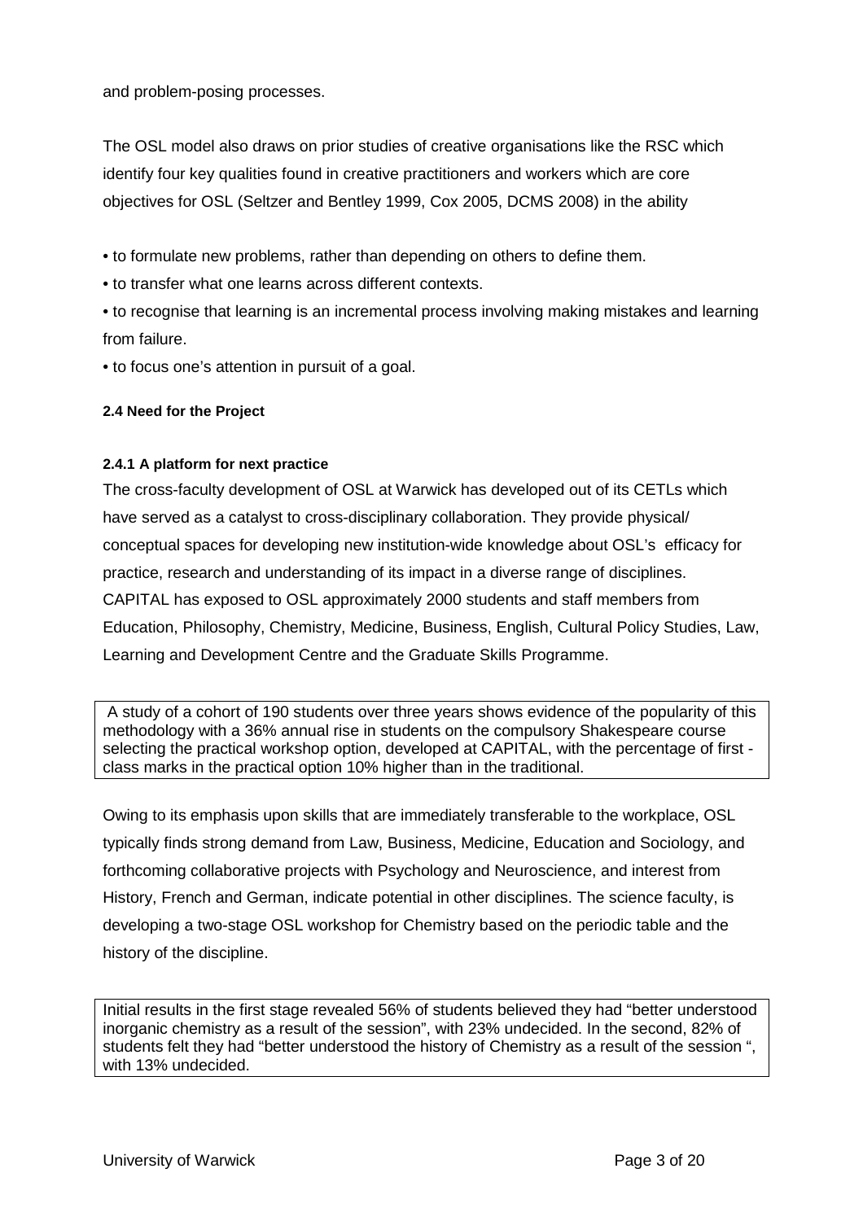and problem-posing processes.

The OSL model also draws on prior studies of creative organisations like the RSC which identify four key qualities found in creative practitioners and workers which are core objectives for OSL (Seltzer and Bentley 1999, Cox 2005, DCMS 2008) in the ability

- to formulate new problems, rather than depending on others to define them.
- to transfer what one learns across different contexts.
- to recognise that learning is an incremental process involving making mistakes and learning from failure.
- to focus one's attention in pursuit of a goal.

#### 2.4 Need for the Project

##### 2.4.1 A platform for next practice

The cross-faculty development of OSL at Warwick has developed out of its CETLs which have served as a catalyst to cross-disciplinary collaboration. They provide physical/ conceptual spaces for developing new institution-wide knowledge about OSL's efficacy for practice, research and understanding of its impact in a diverse range of disciplines. CAPITAL has exposed to OSL approximately 2000 students and staff members from Education, Philosophy, Chemistry, Medicine, Business, English, Cultural Policy Studies, Law, Learning and Development Centre and the Graduate Skills Programme.

A study of a cohort of 190 students over three years shows evidence of the popularity of this methodology with a 36% annual rise in students on the compulsory Shakespeare course selecting the practical workshop option, developed at CAPITAL, with the percentage of first - class marks in the practical option 10% higher than in the traditional.

Owing to its emphasis upon skills that are immediately transferable to the workplace, OSL typically finds strong demand from Law, Business, Medicine, Education and Sociology, and forthcoming collaborative projects with Psychology and Neuroscience, and interest from History, French and German, indicate potential in other disciplines. The science faculty, is developing a two-stage OSL workshop for Chemistry based on the periodic table and the history of the discipline.

Initial results in the first stage revealed 56% of students believed they had "better understood inorganic chemistry as a result of the session", with 23% undecided. In the second, 82% of students felt they had "better understood the history of Chemistry as a result of the session ", with 13% undecided.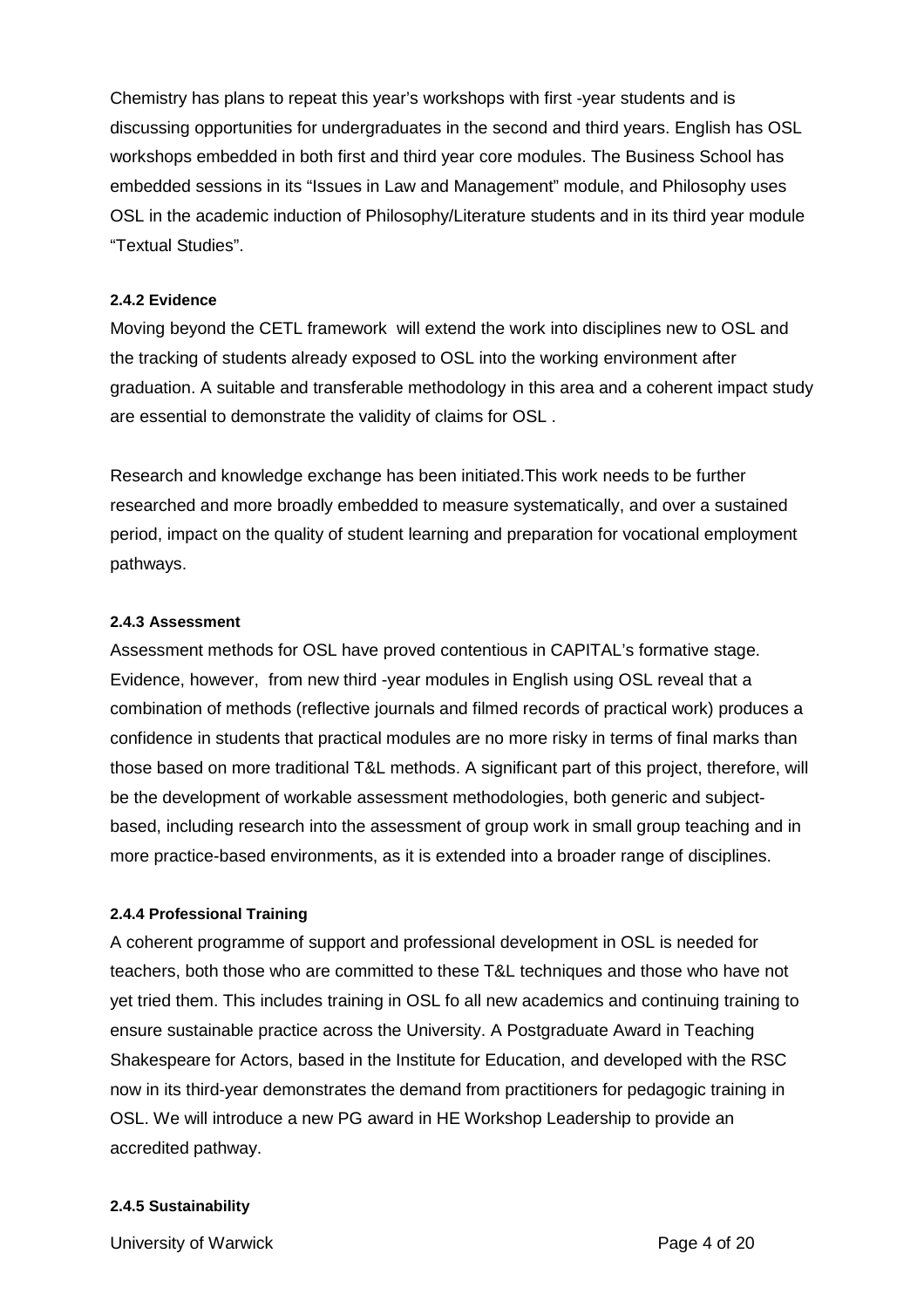Chemistry has plans to repeat this year's workshops with first -year students and is discussing opportunities for undergraduates in the second and third years. English has OSL workshops embedded in both first and third year core modules. The Business School has embedded sessions in its "Issues in Law and Management" module, and Philosophy uses OSL in the academic induction of Philosophy/Literature students and in its third year module "Textual Studies".

#### 2.4.2 Evidence

Moving beyond the CETL framework  will extend the work into disciplines new to OSL and the tracking of students already exposed to OSL into the working environment after graduation. A suitable and transferable methodology in this area and a coherent impact study are essential to demonstrate the validity of claims for OSL .

Research and knowledge exchange has been initiated.This work needs to be further researched and more broadly embedded to measure systematically, and over a sustained period, impact on the quality of student learning and preparation for vocational employment pathways.

#### 2.4.3 Assessment

Assessment methods for OSL have proved contentious in CAPITAL's formative stage. Evidence, however,  from new third -year modules in English using OSL reveal that a combination of methods (reflective journals and filmed records of practical work) produces a confidence in students that practical modules are no more risky in terms of final marks than those based on more traditional T&L methods. A significant part of this project, therefore, will be the development of workable assessment methodologies, both generic and subject-based, including research into the assessment of group work in small group teaching and in more practice-based environments, as it is extended into a broader range of disciplines.

#### 2.4.4 Professional Training

A coherent programme of support and professional development in OSL is needed for teachers, both those who are committed to these T&L techniques and those who have not yet tried them. This includes training in OSL fo all new academics and continuing training to ensure sustainable practice across the University. A Postgraduate Award in Teaching Shakespeare for Actors, based in the Institute for Education, and developed with the RSC now in its third-year demonstrates the demand from practitioners for pedagogic training in OSL. We will introduce a new PG award in HE Workshop Leadership to provide an accredited pathway.

#### 2.4.5 Sustainability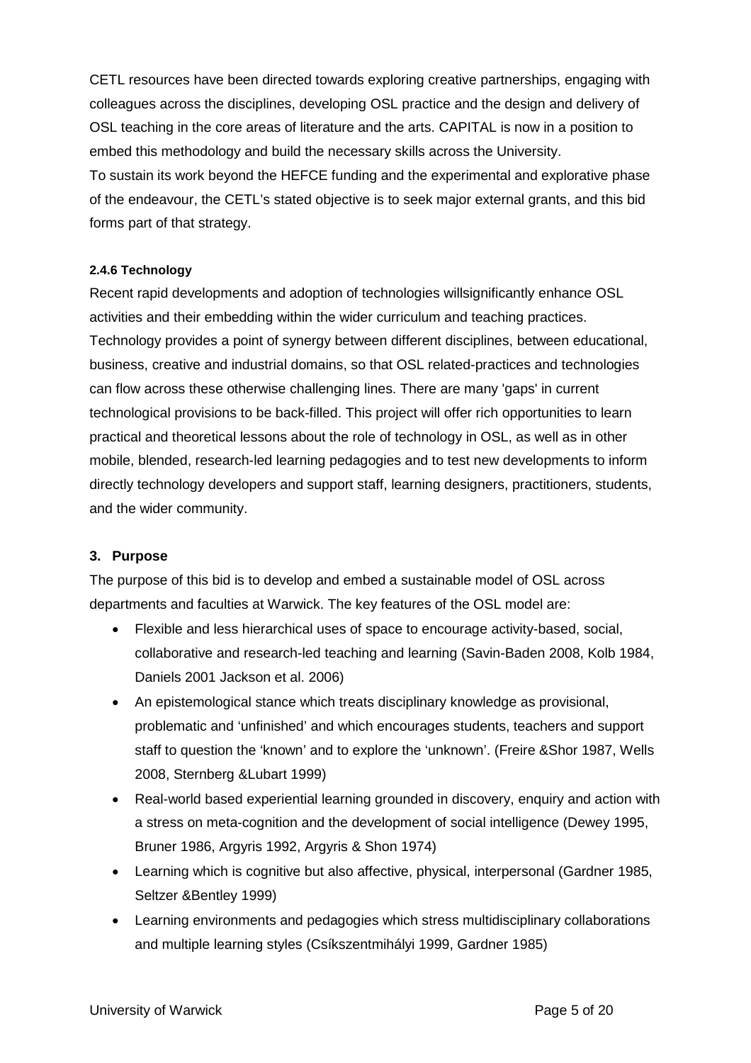CETL resources have been directed towards exploring creative partnerships, engaging with colleagues across the disciplines, developing OSL practice and the design and delivery of OSL teaching in the core areas of literature and the arts. CAPITAL is now in a position to embed this methodology and build the necessary skills across the University.
To sustain its work beyond the HEFCE funding and the experimental and explorative phase of the endeavour, the CETL's stated objective is to seek major external grants, and this bid forms part of that strategy.

#### 2.4.6 Technology

Recent rapid developments and adoption of technologies willsignificantly enhance OSL activities and their embedding within the wider curriculum and teaching practices. Technology provides a point of synergy between different disciplines, between educational, business, creative and industrial domains, so that OSL related-practices and technologies can flow across these otherwise challenging lines. There are many 'gaps' in current technological provisions to be back-filled. This project will offer rich opportunities to learn practical and theoretical lessons about the role of technology in OSL, as well as in other mobile, blended, research-led learning pedagogies and to test new developments to inform directly technology developers and support staff, learning designers, practitioners, students, and the wider community.

## 3. Purpose

The purpose of this bid is to develop and embed a sustainable model of OSL across departments and faculties at Warwick. The key features of the OSL model are:

- Flexible and less hierarchical uses of space to encourage activity-based, social, collaborative and research-led teaching and learning (Savin-Baden 2008, Kolb 1984, Daniels 2001 Jackson et al. 2006)
- An epistemological stance which treats disciplinary knowledge as provisional, problematic and 'unfinished' and which encourages students, teachers and support staff to question the 'known' and to explore the 'unknown'. (Freire &Shor 1987, Wells 2008, Sternberg &Lubart 1999)
- Real-world based experiential learning grounded in discovery, enquiry and action with a stress on meta-cognition and the development of social intelligence (Dewey 1995, Bruner 1986, Argyris 1992, Argyris & Shon 1974)
- Learning which is cognitive but also affective, physical, interpersonal (Gardner 1985, Seltzer &Bentley 1999)
- Learning environments and pedagogies which stress multidisciplinary collaborations and multiple learning styles (Csíkszentmihályi 1999, Gardner 1985)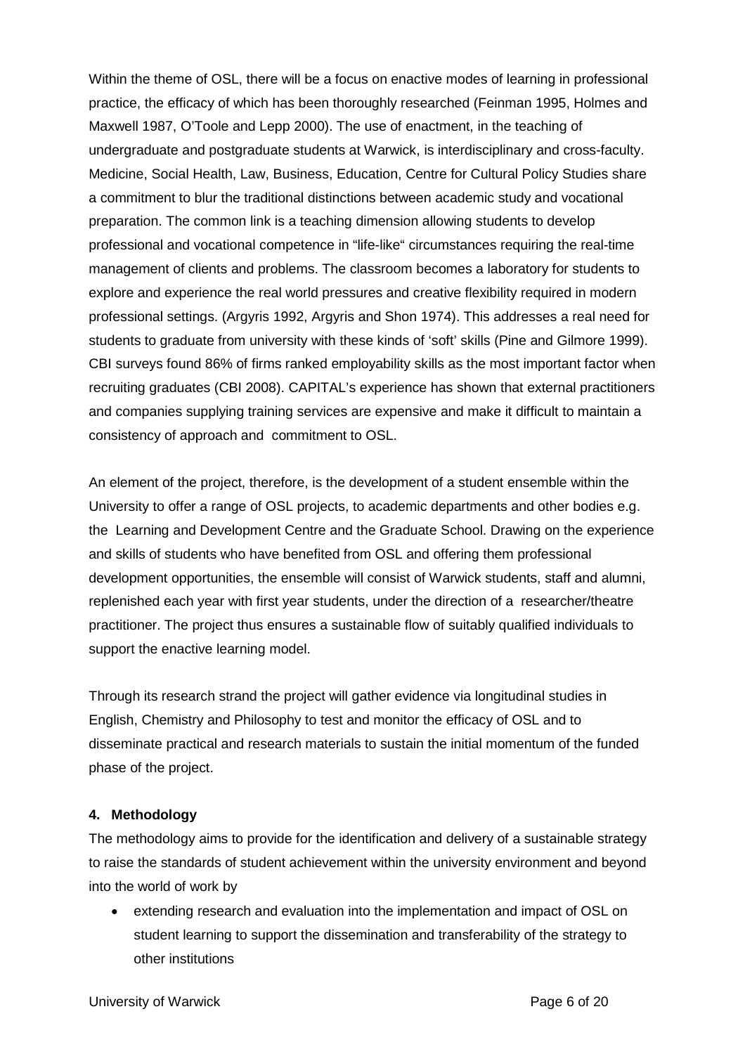Within the theme of OSL, there will be a focus on enactive modes of learning in professional practice, the efficacy of which has been thoroughly researched (Feinman 1995, Holmes and Maxwell 1987, O'Toole and Lepp 2000). The use of enactment, in the teaching of undergraduate and postgraduate students at Warwick, is interdisciplinary and cross-faculty. Medicine, Social Health, Law, Business, Education, Centre for Cultural Policy Studies share a commitment to blur the traditional distinctions between academic study and vocational preparation. The common link is a teaching dimension allowing students to develop professional and vocational competence in "life-like" circumstances requiring the real-time management of clients and problems. The classroom becomes a laboratory for students to explore and experience the real world pressures and creative flexibility required in modern professional settings. (Argyris 1992, Argyris and Shon 1974). This addresses a real need for students to graduate from university with these kinds of 'soft' skills (Pine and Gilmore 1999). CBI surveys found 86% of firms ranked employability skills as the most important factor when recruiting graduates (CBI 2008). CAPITAL's experience has shown that external practitioners and companies supplying training services are expensive and make it difficult to maintain a consistency of approach and commitment to OSL.

An element of the project, therefore, is the development of a student ensemble within the University to offer a range of OSL projects, to academic departments and other bodies e.g. the Learning and Development Centre and the Graduate School. Drawing on the experience and skills of students who have benefited from OSL and offering them professional development opportunities, the ensemble will consist of Warwick students, staff and alumni, replenished each year with first year students, under the direction of a researcher/theatre practitioner. The project thus ensures a sustainable flow of suitably qualified individuals to support the enactive learning model.

Through its research strand the project will gather evidence via longitudinal studies in English, Chemistry and Philosophy to test and monitor the efficacy of OSL and to disseminate practical and research materials to sustain the initial momentum of the funded phase of the project.

#### 4. Methodology

The methodology aims to provide for the identification and delivery of a sustainable strategy to raise the standards of student achievement within the university environment and beyond into the world of work by

- extending research and evaluation into the implementation and impact of OSL on student learning to support the dissemination and transferability of the strategy to other institutions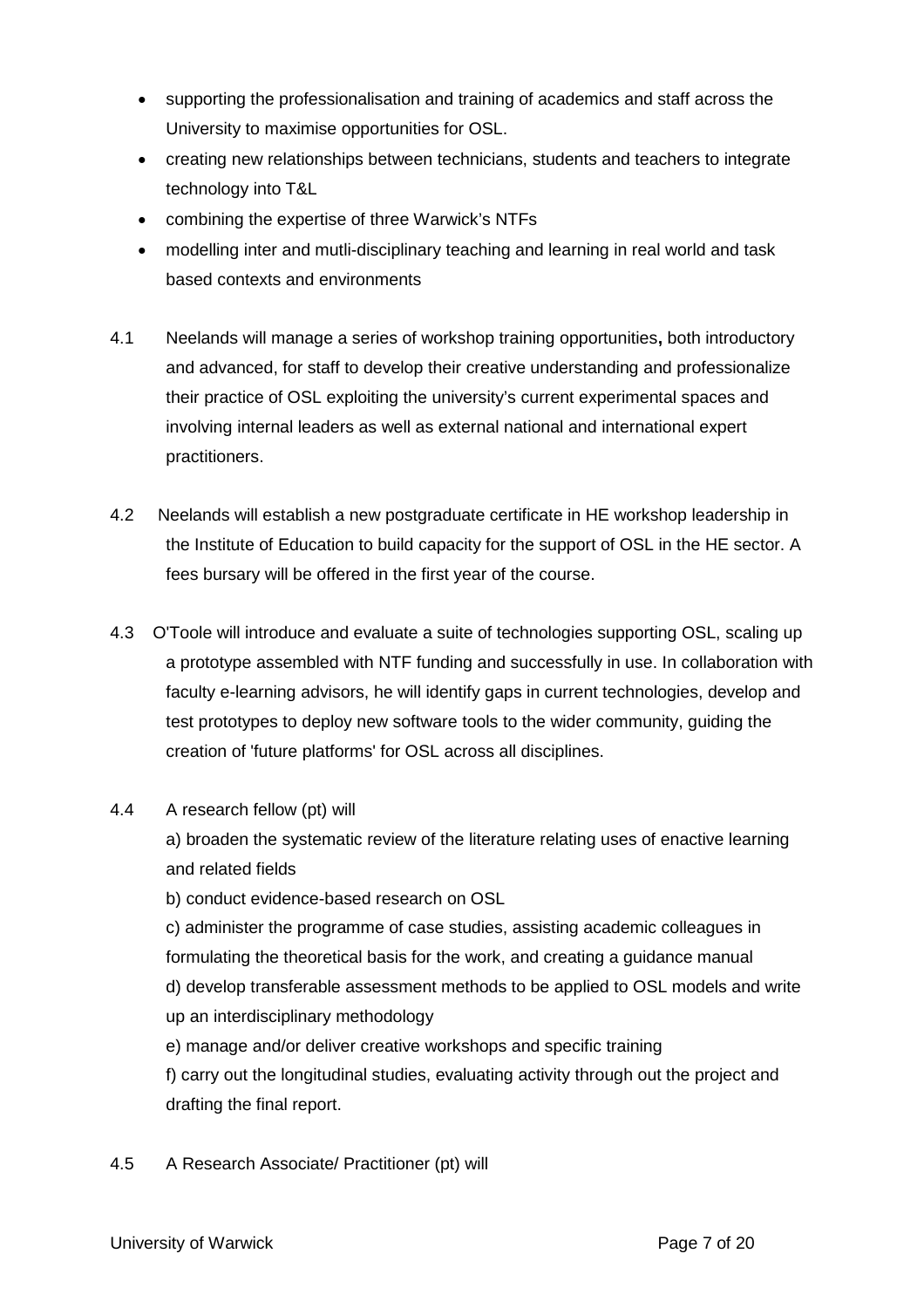- supporting the professionalisation and training of academics and staff across the University to maximise opportunities for OSL.
- creating new relationships between technicians, students and teachers to integrate technology into T&L
- combining the expertise of three Warwick's NTFs
- modelling inter and mutli-disciplinary teaching and learning in real world and task based contexts and environments

4.1 Neelands will manage a series of workshop training opportunities**,** both introductory and advanced, for staff to develop their creative understanding and professionalize their practice of OSL exploiting the university's current experimental spaces and involving internal leaders as well as external national and international expert practitioners.

4.2 Neelands will establish a new postgraduate certificate in HE workshop leadership in the Institute of Education to build capacity for the support of OSL in the HE sector. A fees bursary will be offered in the first year of the course.

4.3 O'Toole will introduce and evaluate a suite of technologies supporting OSL, scaling up a prototype assembled with NTF funding and successfully in use. In collaboration with faculty e-learning advisors, he will identify gaps in current technologies, develop and test prototypes to deploy new software tools to the wider community, guiding the creation of 'future platforms' for OSL across all disciplines.

4.4 A research fellow (pt) will

a) broaden the systematic review of the literature relating uses of enactive learning and related fields

b) conduct evidence-based research on OSL

c) administer the programme of case studies, assisting academic colleagues in formulating the theoretical basis for the work, and creating a guidance manual

d) develop transferable assessment methods to be applied to OSL models and write up an interdisciplinary methodology

e) manage and/or deliver creative workshops and specific training

f) carry out the longitudinal studies, evaluating activity through out the project and drafting the final report.

4.5 A Research Associate/ Practitioner (pt) will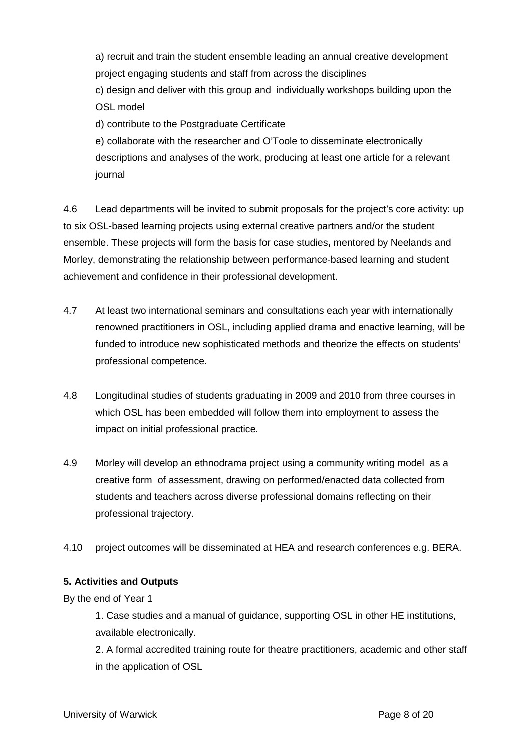a) recruit and train the student ensemble leading an annual creative development project engaging students and staff from across the disciplines

c) design and deliver with this group and individually workshops building upon the OSL model

d) contribute to the Postgraduate Certificate

e) collaborate with the researcher and O'Toole to disseminate electronically descriptions and analyses of the work, producing at least one article for a relevant journal

4.6 Lead departments will be invited to submit proposals for the project's core activity: up to six OSL-based learning projects using external creative partners and/or the student ensemble. These projects will form the basis for case studies**,** mentored by Neelands and Morley, demonstrating the relationship between performance-based learning and student achievement and confidence in their professional development.

4.7 At least two international seminars and consultations each year with internationally renowned practitioners in OSL, including applied drama and enactive learning, will be funded to introduce new sophisticated methods and theorize the effects on students' professional competence.

4.8 Longitudinal studies of students graduating in 2009 and 2010 from three courses in which OSL has been embedded will follow them into employment to assess the impact on initial professional practice.

4.9 Morley will develop an ethnodrama project using a community writing model as a creative form of assessment, drawing on performed/enacted data collected from students and teachers across diverse professional domains reflecting on their professional trajectory.

4.10 project outcomes will be disseminated at HEA and research conferences e.g. BERA.

**5. Activities and Outputs**

By the end of Year 1

1. Case studies and a manual of guidance, supporting OSL in other HE institutions, available electronically.
2. A formal accredited training route for theatre practitioners, academic and other staff in the application of OSL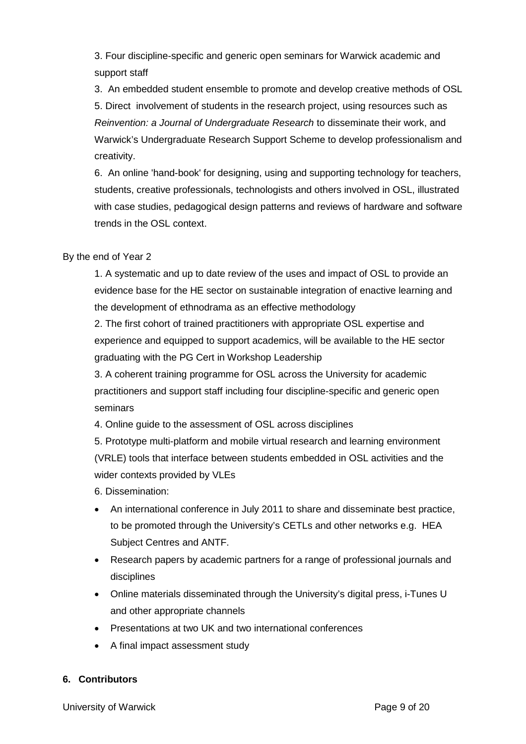3. Four discipline-specific and generic open seminars for Warwick academic and support staff

3. An embedded student ensemble to promote and develop creative methods of OSL

5. Direct involvement of students in the research project, using resources such as *Reinvention: a Journal of Undergraduate Research* to disseminate their work, and Warwick's Undergraduate Research Support Scheme to develop professionalism and creativity.

6. An online 'hand-book' for designing, using and supporting technology for teachers, students, creative professionals, technologists and others involved in OSL, illustrated with case studies, pedagogical design patterns and reviews of hardware and software trends in the OSL context.

By the end of Year 2

1. A systematic and up to date review of the uses and impact of OSL to provide an evidence base for the HE sector on sustainable integration of enactive learning and the development of ethnodrama as an effective methodology

2. The first cohort of trained practitioners with appropriate OSL expertise and experience and equipped to support academics, will be available to the HE sector graduating with the PG Cert in Workshop Leadership

3. A coherent training programme for OSL across the University for academic practitioners and support staff including four discipline-specific and generic open seminars

4. Online guide to the assessment of OSL across disciplines

5. Prototype multi-platform and mobile virtual research and learning environment (VRLE) tools that interface between students embedded in OSL activities and the wider contexts provided by VLEs

6. Dissemination:

- An international conference in July 2011 to share and disseminate best practice, to be promoted through the University's CETLs and other networks e.g. HEA Subject Centres and ANTF.
- Research papers by academic partners for a range of professional journals and disciplines
- Online materials disseminated through the University's digital press, i-Tunes U and other appropriate channels
- Presentations at two UK and two international conferences
- A final impact assessment study

## 6. Contributors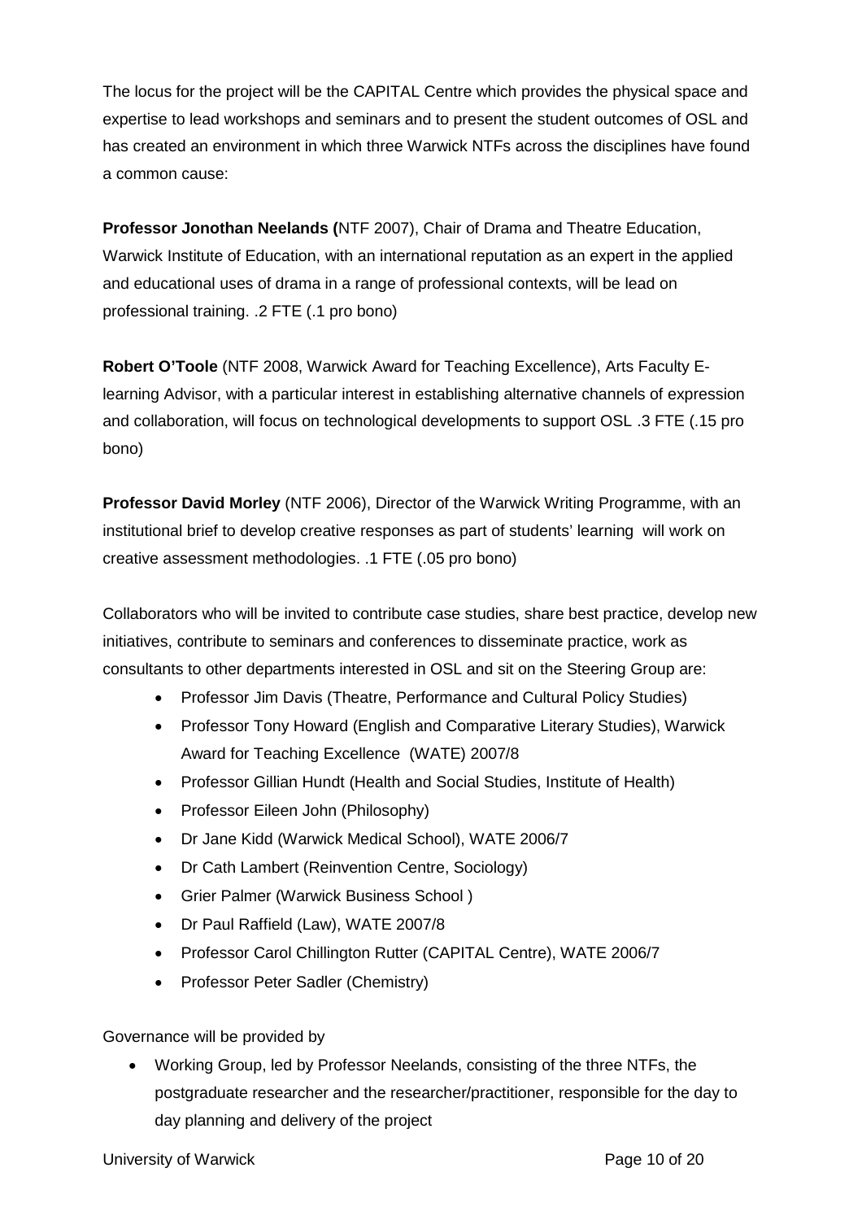The locus for the project will be the CAPITAL Centre which provides the physical space and expertise to lead workshops and seminars and to present the student outcomes of OSL and has created an environment in which three Warwick NTFs across the disciplines have found a common cause:

**Professor Jonothan Neelands (**NTF 2007), Chair of Drama and Theatre Education, Warwick Institute of Education, with an international reputation as an expert in the applied and educational uses of drama in a range of professional contexts, will be lead on professional training. .2 FTE (.1 pro bono)

**Robert O'Toole** (NTF 2008, Warwick Award for Teaching Excellence), Arts Faculty E-learning Advisor, with a particular interest in establishing alternative channels of expression and collaboration, will focus on technological developments to support OSL .3 FTE (.15 pro bono)

**Professor David Morley** (NTF 2006), Director of the Warwick Writing Programme, with an institutional brief to develop creative responses as part of students' learning will work on creative assessment methodologies. .1 FTE (.05 pro bono)

Collaborators who will be invited to contribute case studies, share best practice, develop new initiatives, contribute to seminars and conferences to disseminate practice, work as consultants to other departments interested in OSL and sit on the Steering Group are:

- Professor Jim Davis (Theatre, Performance and Cultural Policy Studies)
- Professor Tony Howard (English and Comparative Literary Studies), Warwick Award for Teaching Excellence (WATE) 2007/8
- Professor Gillian Hundt (Health and Social Studies, Institute of Health)
- Professor Eileen John (Philosophy)
- Dr Jane Kidd (Warwick Medical School), WATE 2006/7
- Dr Cath Lambert (Reinvention Centre, Sociology)
- Grier Palmer (Warwick Business School )
- Dr Paul Raffield (Law), WATE 2007/8
- Professor Carol Chillington Rutter (CAPITAL Centre), WATE 2006/7
- Professor Peter Sadler (Chemistry)

Governance will be provided by

- Working Group, led by Professor Neelands, consisting of the three NTFs, the postgraduate researcher and the researcher/practitioner, responsible for the day to day planning and delivery of the project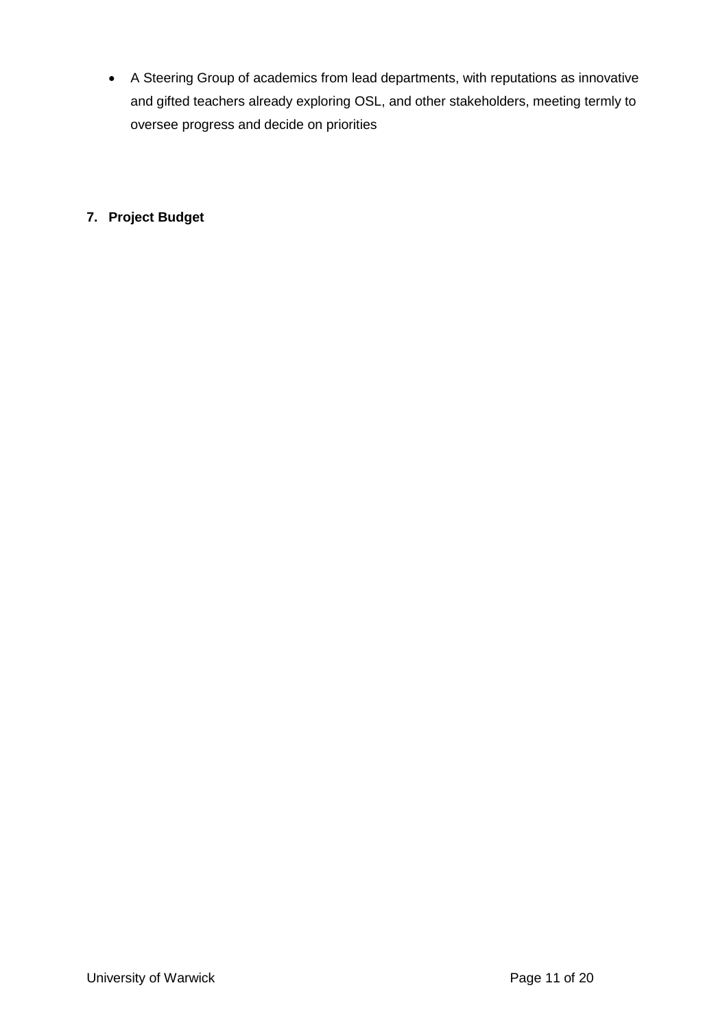- A Steering Group of academics from lead departments, with reputations as innovative and gifted teachers already exploring OSL, and other stakeholders, meeting termly to oversee progress and decide on priorities

## 7. Project Budget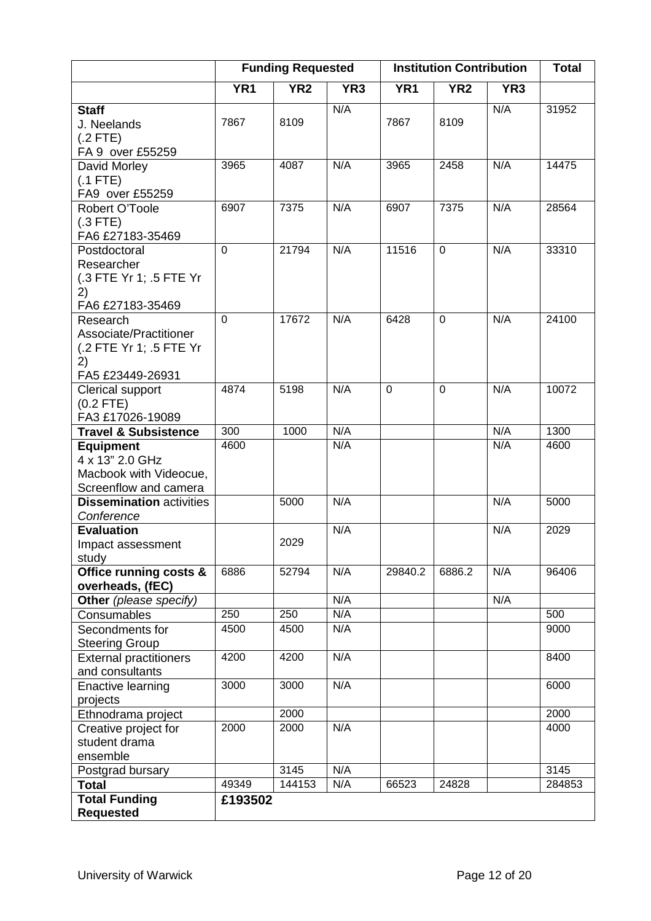| | Funding Requested | | | Institution Contribution | | | Total |
|---|---|---|---|---|---|---|---|
| | YR1 | YR2 | YR3 | YR1 | YR2 | YR3 | |
| **Staff** J. Neelands (.2 FTE) FA 9 over £55259 | 7867 | 8109 | N/A | 7867 | 8109 | N/A | 31952 |
| David Morley (.1 FTE) FA9 over £55259 | 3965 | 4087 | N/A | 3965 | 2458 | N/A | 14475 |
| Robert O'Toole (.3 FTE) FA6 £27183-35469 | 6907 | 7375 | N/A | 6907 | 7375 | N/A | 28564 |
| Postdoctoral Researcher (.3 FTE Yr 1; .5 FTE Yr 2) FA6 £27183-35469 | 0 | 21794 | N/A | 11516 | 0 | N/A | 33310 |
| Research Associate/Practitioner (.2 FTE Yr 1; .5 FTE Yr 2) FA5 £23449-26931 | 0 | 17672 | N/A | 6428 | 0 | N/A | 24100 |
| Clerical support (0.2 FTE) FA3 £17026-19089 | 4874 | 5198 | N/A | 0 | 0 | N/A | 10072 |
| **Travel & Subsistence** | 300 | 1000 | N/A | | | N/A | 1300 |
| **Equipment** 4 x 13" 2.0 GHz Macbook with Videocue, Screenflow and camera | 4600 | | N/A | | | N/A | 4600 |
| **Dissemination** activities *Conference* | | 5000 | N/A | | | N/A | 5000 |
| **Evaluation** Impact assessment study | | 2029 | N/A | | | N/A | 2029 |
| **Office running costs & overheads, (fEC)** | 6886 | 52794 | N/A | 29840.2 | 6886.2 | N/A | 96406 |
| **Other** *(please specify)* | | | N/A | | | N/A | |
| Consumables | 250 | 250 | N/A | | | | 500 |
| Secondments for Steering Group | 4500 | 4500 | N/A | | | | 9000 |
| External practitioners and consultants | 4200 | 4200 | N/A | | | | 8400 |
| Enactive learning projects | 3000 | 3000 | N/A | | | | 6000 |
| Ethnodrama project | | 2000 | | | | | 2000 |
| Creative project for student drama ensemble | 2000 | 2000 | N/A | | | | 4000 |
| Postgrad bursary | | 3145 | N/A | | | | 3145 |
| **Total** | 49349 | 144153 | N/A | 66523 | 24828 | | 284853 |
| **Total Funding Requested** | **£193502** | | | | | | |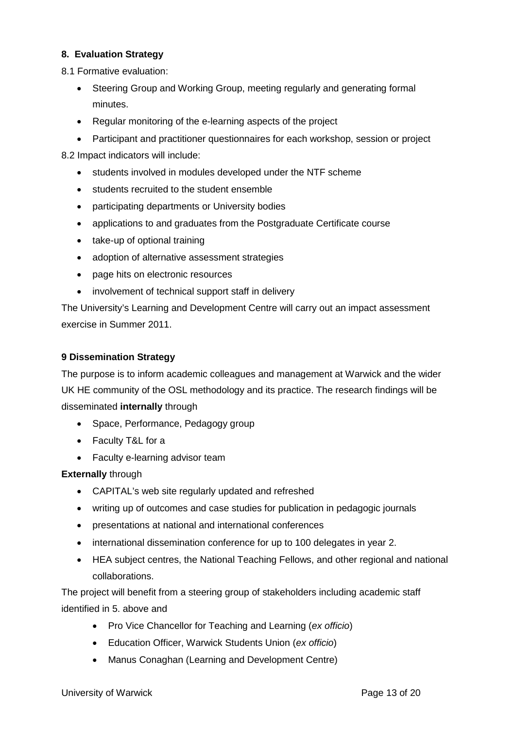**8. Evaluation Strategy**

8.1 Formative evaluation:

- Steering Group and Working Group, meeting regularly and generating formal minutes.
- Regular monitoring of the e-learning aspects of the project
- Participant and practitioner questionnaires for each workshop, session or project

8.2 Impact indicators will include:

- students involved in modules developed under the NTF scheme
- students recruited to the student ensemble
- participating departments or University bodies
- applications to and graduates from the Postgraduate Certificate course
- take-up of optional training
- adoption of alternative assessment strategies
- page hits on electronic resources
- involvement of technical support staff in delivery

The University's Learning and Development Centre will carry out an impact assessment exercise in Summer 2011.

**9 Dissemination Strategy**

The purpose is to inform academic colleagues and management at Warwick and the wider UK HE community of the OSL methodology and its practice. The research findings will be disseminated **internally** through

- Space, Performance, Pedagogy group
- Faculty T&L for a
- Faculty e-learning advisor team

**Externally** through

- CAPITAL's web site regularly updated and refreshed
- writing up of outcomes and case studies for publication in pedagogic journals
- presentations at national and international conferences
- international dissemination conference for up to 100 delegates in year 2.
- HEA subject centres, the National Teaching Fellows, and other regional and national collaborations.

The project will benefit from a steering group of stakeholders including academic staff identified in 5. above and

- Pro Vice Chancellor for Teaching and Learning (*ex officio*)
- Education Officer, Warwick Students Union (*ex officio*)
- Manus Conaghan (Learning and Development Centre)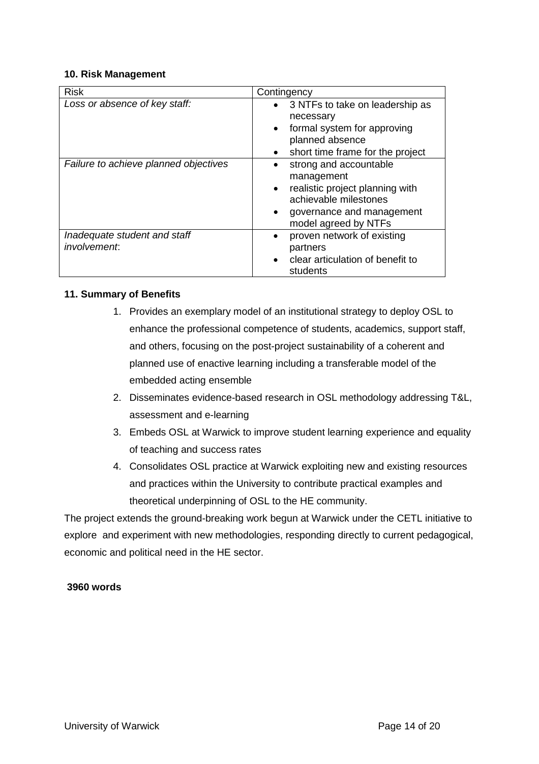## 10. Risk Management

| Risk | Contingency |
|---|---|
| *Loss or absence of key staff:* | • 3 NTFs to take on leadership as necessary<br>• formal system for approving planned absence<br>• short time frame for the project |
| *Failure to achieve planned objectives* | • strong and accountable management<br>• realistic project planning with achievable milestones<br>• governance and management model agreed by NTFs |
| *Inadequate student and staff involvement*: | • proven network of existing partners<br>• clear articulation of benefit to students |

## 11. Summary of Benefits

1. Provides an exemplary model of an institutional strategy to deploy OSL to enhance the professional competence of students, academics, support staff, and others, focusing on the post-project sustainability of a coherent and planned use of enactive learning including a transferable model of the embedded acting ensemble
2. Disseminates evidence-based research in OSL methodology addressing T&L, assessment and e-learning
3. Embeds OSL at Warwick to improve student learning experience and equality of teaching and success rates
4. Consolidates OSL practice at Warwick exploiting new and existing resources and practices within the University to contribute practical examples and theoretical underpinning of OSL to the HE community.

The project extends the ground-breaking work begun at Warwick under the CETL initiative to explore and experiment with new methodologies, responding directly to current pedagogical, economic and political need in the HE sector.

**3960 words**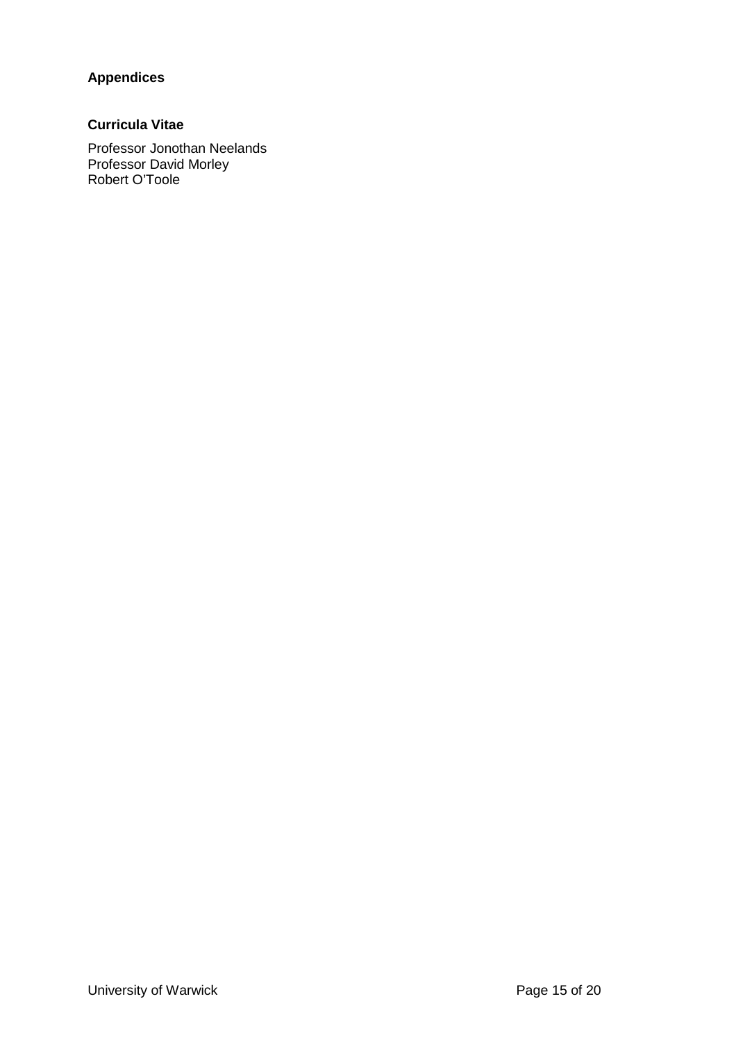## Appendices

### Curricula Vitae

Professor Jonothan Neelands  
Professor David Morley  
Robert O'Toole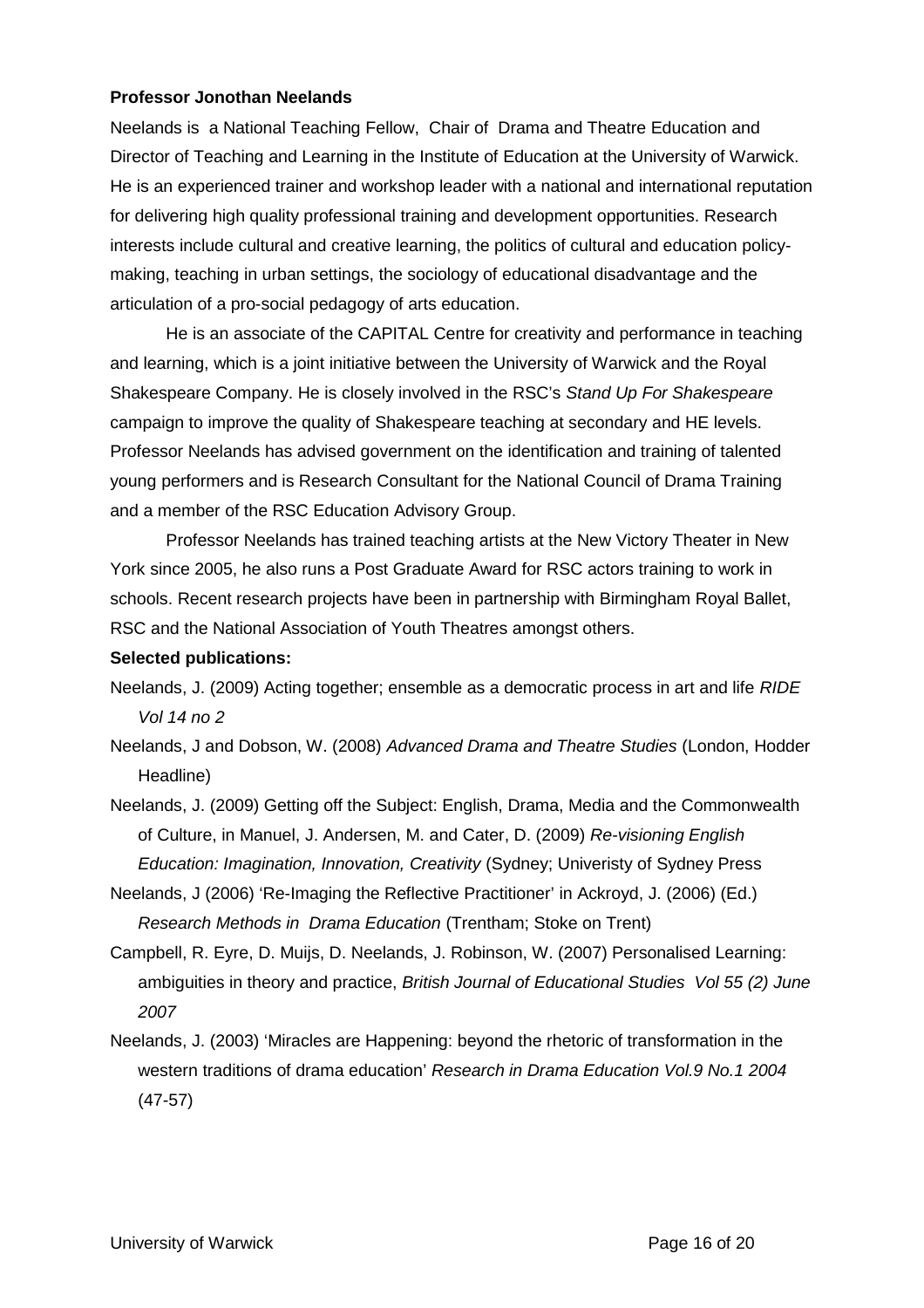**Professor Jonothan Neelands**

Neelands is a National Teaching Fellow, Chair of Drama and Theatre Education and Director of Teaching and Learning in the Institute of Education at the University of Warwick. He is an experienced trainer and workshop leader with a national and international reputation for delivering high quality professional training and development opportunities. Research interests include cultural and creative learning, the politics of cultural and education policy-making, teaching in urban settings, the sociology of educational disadvantage and the articulation of a pro-social pedagogy of arts education.

He is an associate of the CAPITAL Centre for creativity and performance in teaching and learning, which is a joint initiative between the University of Warwick and the Royal Shakespeare Company. He is closely involved in the RSC's *Stand Up For Shakespeare* campaign to improve the quality of Shakespeare teaching at secondary and HE levels. Professor Neelands has advised government on the identification and training of talented young performers and is Research Consultant for the National Council of Drama Training and a member of the RSC Education Advisory Group.

Professor Neelands has trained teaching artists at the New Victory Theater in New York since 2005, he also runs a Post Graduate Award for RSC actors training to work in schools. Recent research projects have been in partnership with Birmingham Royal Ballet, RSC and the National Association of Youth Theatres amongst others.

**Selected publications:**

Neelands, J. (2009) Acting together; ensemble as a democratic process in art and life *RIDE Vol 14 no 2*

Neelands, J and Dobson, W. (2008) *Advanced Drama and Theatre Studies* (London, Hodder Headline)

Neelands, J. (2009) Getting off the Subject: English, Drama, Media and the Commonwealth of Culture, in Manuel, J. Andersen, M. and Cater, D. (2009) *Re-visioning English Education: Imagination, Innovation, Creativity* (Sydney; Univeristy of Sydney Press

Neelands, J (2006) 'Re-Imaging the Reflective Practitioner' in Ackroyd, J. (2006) (Ed.) *Research Methods in Drama Education* (Trentham; Stoke on Trent)

Campbell, R. Eyre, D. Muijs, D. Neelands, J. Robinson, W. (2007) Personalised Learning: ambiguities in theory and practice, *British Journal of Educational Studies Vol 55 (2) June 2007*

Neelands, J. (2003) 'Miracles are Happening: beyond the rhetoric of transformation in the western traditions of drama education' *Research in Drama Education Vol.9 No.1 2004* (47-57)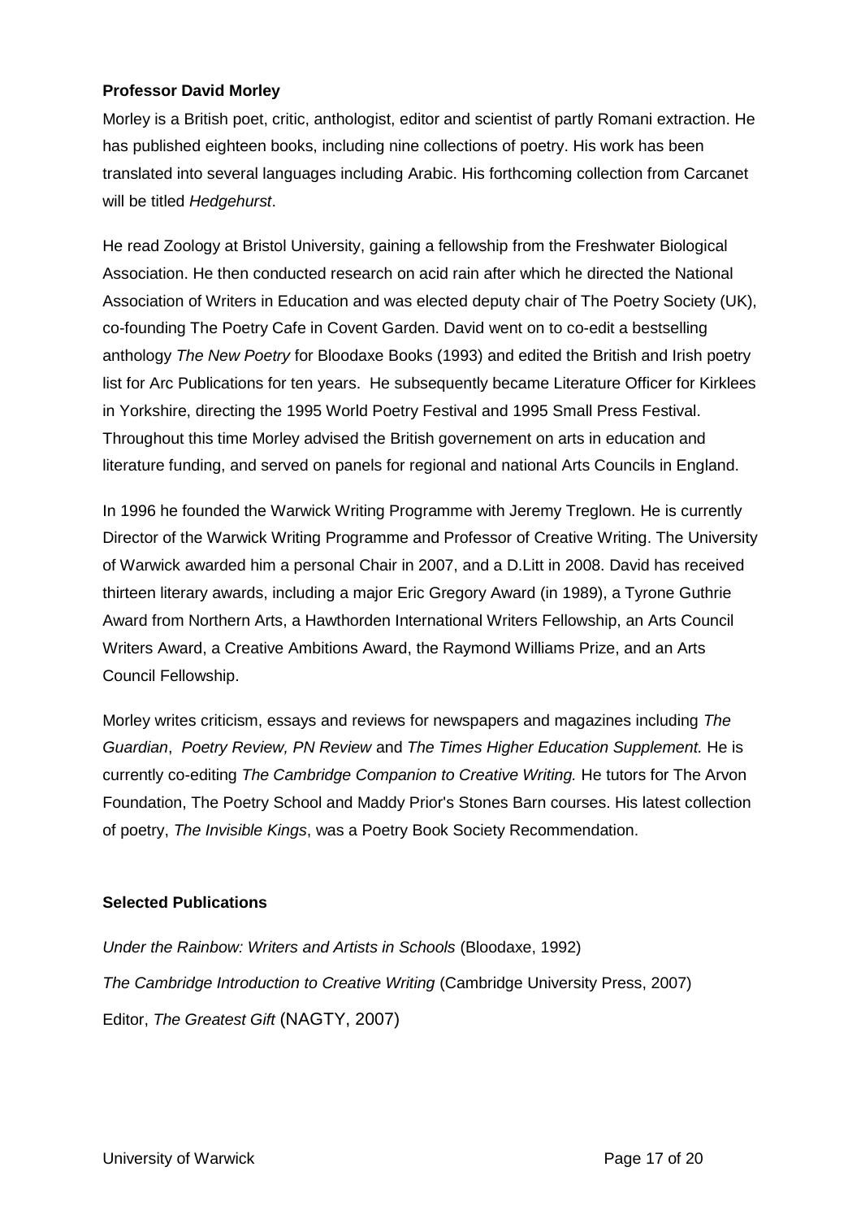**Professor David Morley**

Morley is a British poet, critic, anthologist, editor and scientist of partly Romani extraction. He has published eighteen books, including nine collections of poetry. His work has been translated into several languages including Arabic. His forthcoming collection from Carcanet will be titled *Hedgehurst*.

He read Zoology at Bristol University, gaining a fellowship from the Freshwater Biological Association. He then conducted research on acid rain after which he directed the National Association of Writers in Education and was elected deputy chair of The Poetry Society (UK), co-founding The Poetry Cafe in Covent Garden. David went on to co-edit a bestselling anthology *The New Poetry* for Bloodaxe Books (1993) and edited the British and Irish poetry list for Arc Publications for ten years. He subsequently became Literature Officer for Kirklees in Yorkshire, directing the 1995 World Poetry Festival and 1995 Small Press Festival. Throughout this time Morley advised the British governement on arts in education and literature funding, and served on panels for regional and national Arts Councils in England.

In 1996 he founded the Warwick Writing Programme with Jeremy Treglown. He is currently Director of the Warwick Writing Programme and Professor of Creative Writing. The University of Warwick awarded him a personal Chair in 2007, and a D.Litt in 2008. David has received thirteen literary awards, including a major Eric Gregory Award (in 1989), a Tyrone Guthrie Award from Northern Arts, a Hawthorden International Writers Fellowship, an Arts Council Writers Award, a Creative Ambitions Award, the Raymond Williams Prize, and an Arts Council Fellowship.

Morley writes criticism, essays and reviews for newspapers and magazines including *The Guardian*, *Poetry Review, PN Review* and *The Times Higher Education Supplement.* He is currently co-editing *The Cambridge Companion to Creative Writing.* He tutors for The Arvon Foundation, The Poetry School and Maddy Prior's Stones Barn courses. His latest collection of poetry, *The Invisible Kings*, was a Poetry Book Society Recommendation.

**Selected Publications**

*Under the Rainbow: Writers and Artists in Schools* (Bloodaxe, 1992)

*The Cambridge Introduction to Creative Writing* (Cambridge University Press, 2007)

Editor, *The Greatest Gift* (NAGTY, 2007)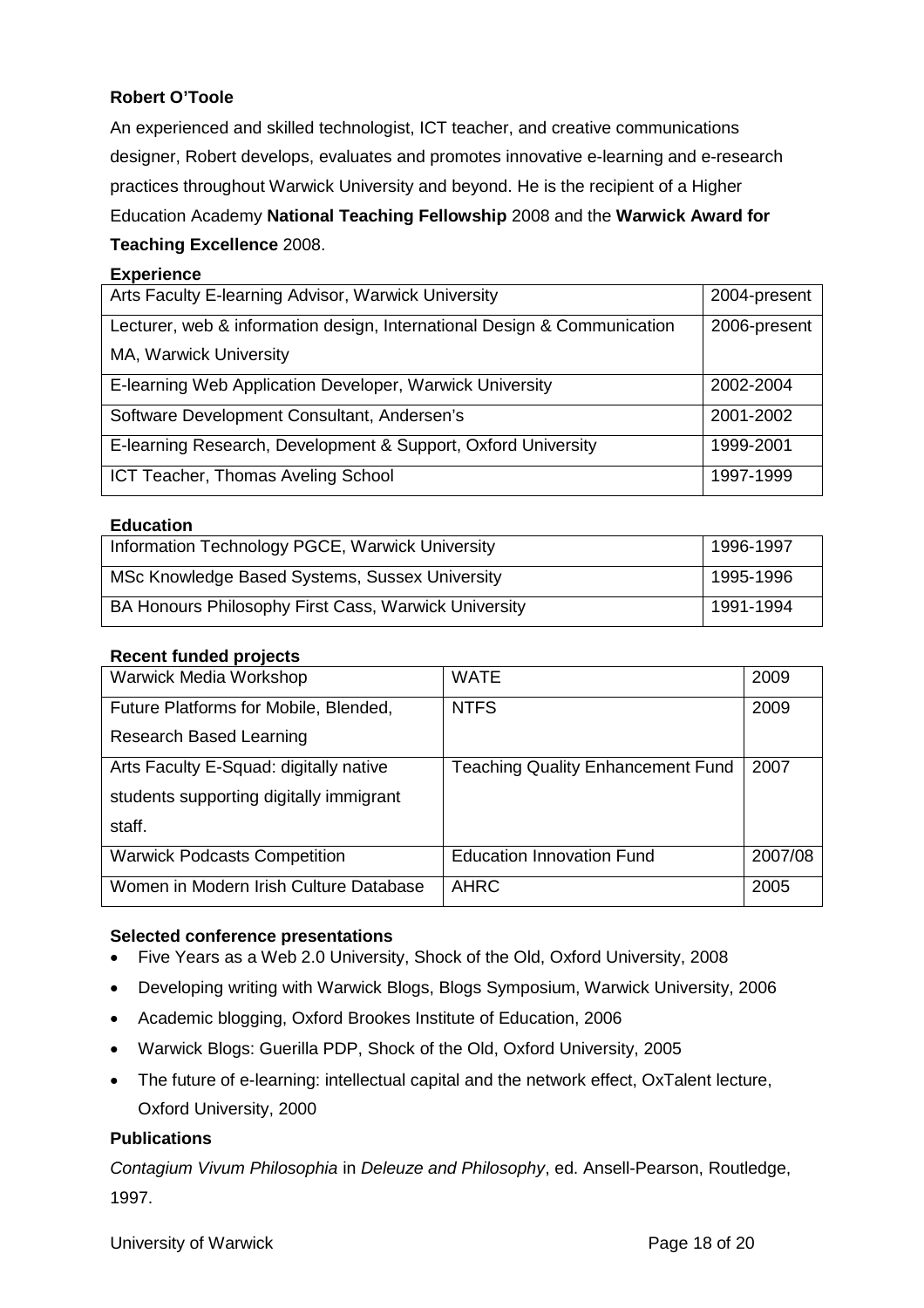**Robert O'Toole**

An experienced and skilled technologist, ICT teacher, and creative communications designer, Robert develops, evaluates and promotes innovative e-learning and e-research practices throughout Warwick University and beyond. He is the recipient of a Higher Education Academy **National Teaching Fellowship** 2008 and the **Warwick Award for Teaching Excellence** 2008.

**Experience**

| | |
|---|---|
| Arts Faculty E-learning Advisor, Warwick University | 2004-present |
| Lecturer, web & information design, International Design & Communication MA, Warwick University | 2006-present |
| E-learning Web Application Developer, Warwick University | 2002-2004 |
| Software Development Consultant, Andersen's | 2001-2002 |
| E-learning Research, Development & Support, Oxford University | 1999-2001 |
| ICT Teacher, Thomas Aveling School | 1997-1999 |

**Education**

| | |
|---|---|
| Information Technology PGCE, Warwick University | 1996-1997 |
| MSc Knowledge Based Systems, Sussex University | 1995-1996 |
| BA Honours Philosophy First Cass, Warwick University | 1991-1994 |

**Recent funded projects**

| | | |
|---|---|---|
| Warwick Media Workshop | WATE | 2009 |
| Future Platforms for Mobile, Blended, Research Based Learning | NTFS | 2009 |
| Arts Faculty E-Squad: digitally native students supporting digitally immigrant staff. | Teaching Quality Enhancement Fund | 2007 |
| Warwick Podcasts Competition | Education Innovation Fund | 2007/08 |
| Women in Modern Irish Culture Database | AHRC | 2005 |

**Selected conference presentations**

- Five Years as a Web 2.0 University, Shock of the Old, Oxford University, 2008
- Developing writing with Warwick Blogs, Blogs Symposium, Warwick University, 2006
- Academic blogging, Oxford Brookes Institute of Education, 2006
- Warwick Blogs: Guerilla PDP, Shock of the Old, Oxford University, 2005
- The future of e-learning: intellectual capital and the network effect, OxTalent lecture, Oxford University, 2000

**Publications**

*Contagium Vivum Philosophia* in *Deleuze and Philosophy*, ed. Ansell-Pearson, Routledge, 1997.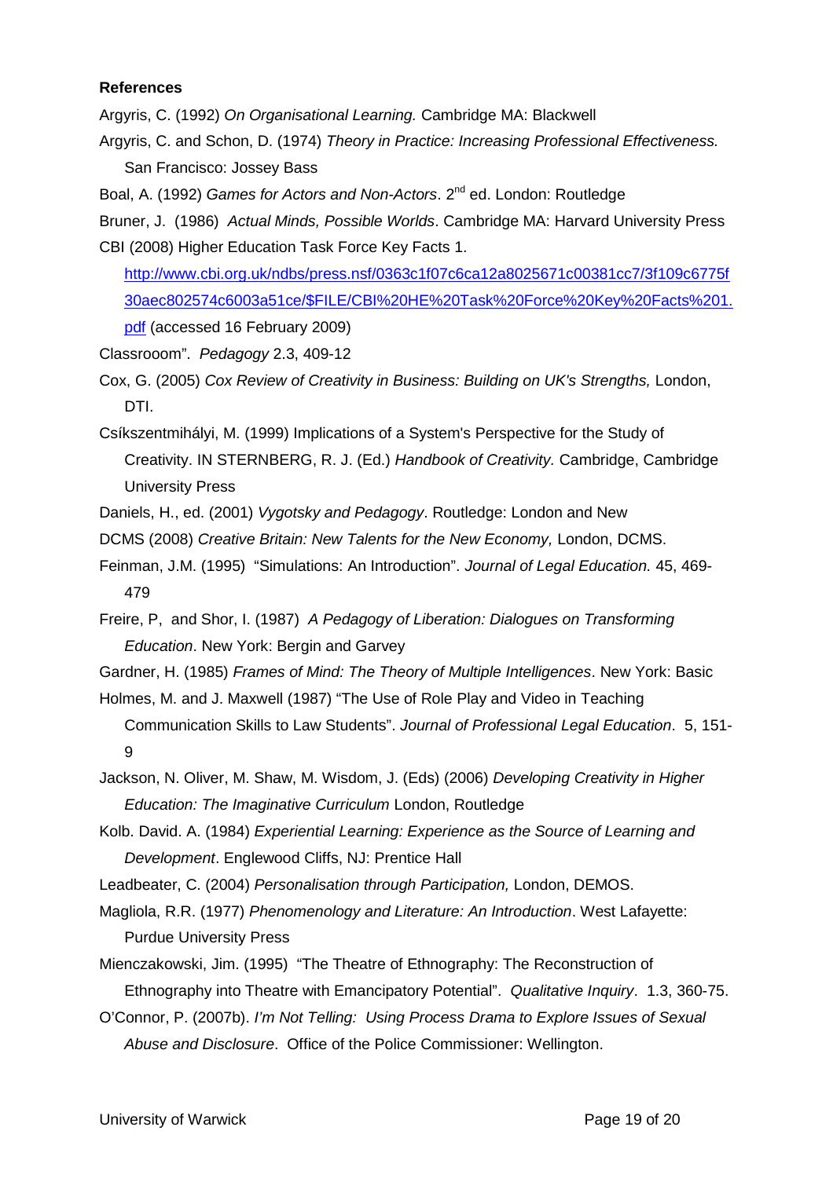**References**

Argyris, C. (1992) *On Organisational Learning.* Cambridge MA: Blackwell

Argyris, C. and Schon, D. (1974) *Theory in Practice: Increasing Professional Effectiveness.* San Francisco: Jossey Bass

Boal, A. (1992) *Games for Actors and Non-Actors*. 2nd ed. London: Routledge

Bruner, J. (1986) *Actual Minds, Possible Worlds*. Cambridge MA: Harvard University Press

CBI (2008) Higher Education Task Force Key Facts 1. [http://www.cbi.org.uk/ndbs/press.nsf/0363c1f07c6ca12a8025671c00381cc7/3f109c6775f30aec802574c6003a51ce/$FILE/CBI%20HE%20Task%20Force%20Key%20Facts%201.pdf](http://www.cbi.org.uk/ndbs/press.nsf/0363c1f07c6ca12a8025671c00381cc7/3f109c6775f30aec802574c6003a51ce/$FILE/CBI%20HE%20Task%20Force%20Key%20Facts%201.pdf) (accessed 16 February 2009)

Classrooom". *Pedagogy* 2.3, 409-12

Cox, G. (2005) *Cox Review of Creativity in Business: Building on UK's Strengths,* London, DTI.

Csíkszentmihályi, M. (1999) Implications of a System's Perspective for the Study of Creativity. IN STERNBERG, R. J. (Ed.) *Handbook of Creativity.* Cambridge, Cambridge University Press

Daniels, H., ed. (2001) *Vygotsky and Pedagogy*. Routledge: London and New

DCMS (2008) *Creative Britain: New Talents for the New Economy,* London, DCMS.

Feinman, J.M. (1995) "Simulations: An Introduction". *Journal of Legal Education.* 45, 469-479

Freire, P, and Shor, I. (1987) *A Pedagogy of Liberation: Dialogues on Transforming Education*. New York: Bergin and Garvey

Gardner, H. (1985) *Frames of Mind: The Theory of Multiple Intelligences*. New York: Basic

Holmes, M. and J. Maxwell (1987) "The Use of Role Play and Video in Teaching Communication Skills to Law Students". *Journal of Professional Legal Education*. 5, 151-9

Jackson, N. Oliver, M. Shaw, M. Wisdom, J. (Eds) (2006) *Developing Creativity in Higher Education: The Imaginative Curriculum* London, Routledge

Kolb. David. A. (1984) *Experiential Learning: Experience as the Source of Learning and Development*. Englewood Cliffs, NJ: Prentice Hall

Leadbeater, C. (2004) *Personalisation through Participation,* London, DEMOS.

Magliola, R.R. (1977) *Phenomenology and Literature: An Introduction*. West Lafayette: Purdue University Press

Mienczakowski, Jim. (1995) "The Theatre of Ethnography: The Reconstruction of Ethnography into Theatre with Emancipatory Potential". *Qualitative Inquiry*. 1.3, 360-75.

O'Connor, P. (2007b). *I'm Not Telling: Using Process Drama to Explore Issues of Sexual Abuse and Disclosure*. Office of the Police Commissioner: Wellington.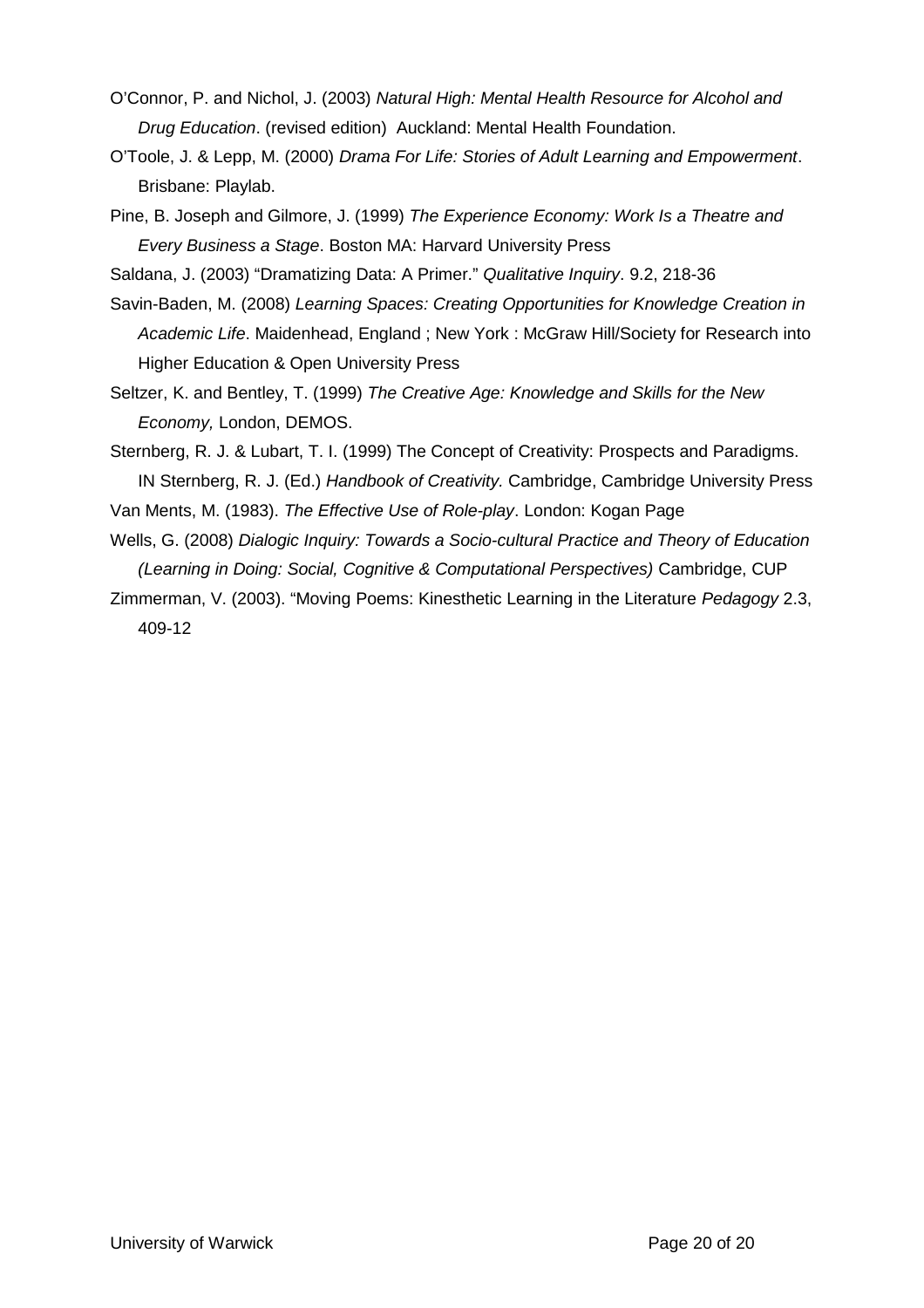O'Connor, P. and Nichol, J. (2003) *Natural High: Mental Health Resource for Alcohol and Drug Education*. (revised edition) Auckland: Mental Health Foundation.

O'Toole, J. & Lepp, M. (2000) *Drama For Life: Stories of Adult Learning and Empowerment*. Brisbane: Playlab.

Pine, B. Joseph and Gilmore, J. (1999) *The Experience Economy: Work Is a Theatre and Every Business a Stage*. Boston MA: Harvard University Press

Saldana, J. (2003) "Dramatizing Data: A Primer." *Qualitative Inquiry*. 9.2, 218-36

Savin-Baden, M. (2008) *Learning Spaces: Creating Opportunities for Knowledge Creation in Academic Life*. Maidenhead, England ; New York : McGraw Hill/Society for Research into Higher Education & Open University Press

Seltzer, K. and Bentley, T. (1999) *The Creative Age: Knowledge and Skills for the New Economy,* London, DEMOS.

Sternberg, R. J. & Lubart, T. I. (1999) The Concept of Creativity: Prospects and Paradigms. IN Sternberg, R. J. (Ed.) *Handbook of Creativity.* Cambridge, Cambridge University Press

Van Ments, M. (1983). *The Effective Use of Role-play*. London: Kogan Page

Wells, G. (2008) *Dialogic Inquiry: Towards a Socio-cultural Practice and Theory of Education (Learning in Doing: Social, Cognitive & Computational Perspectives)* Cambridge, CUP

Zimmerman, V. (2003). "Moving Poems: Kinesthetic Learning in the Literature *Pedagogy* 2.3, 409-12